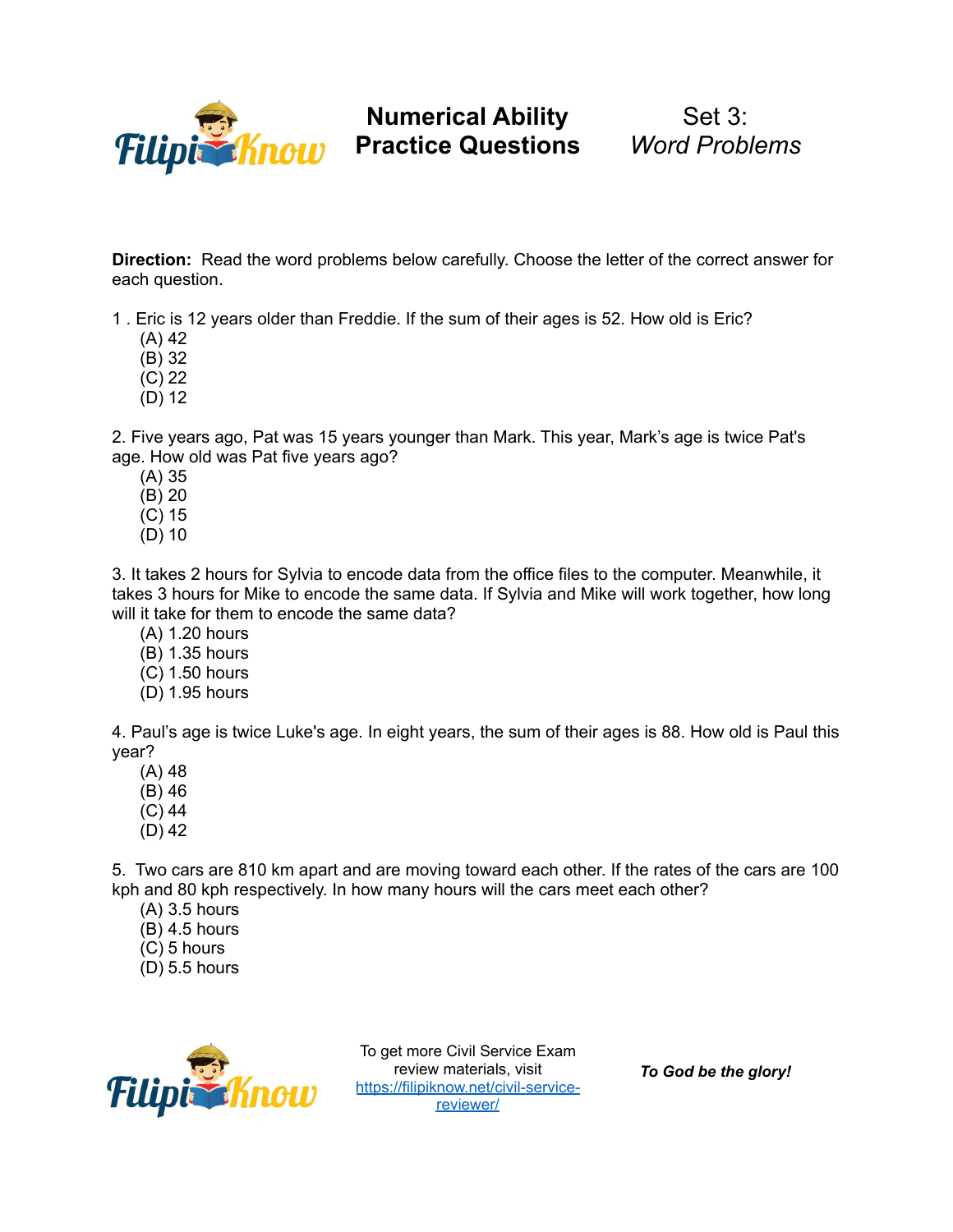# Numerical Ability Practice Questions

## Set 3: *Word Problems*

**Direction:** Read the word problems below carefully. Choose the letter of the correct answer for each question.

1 . Eric is 12 years older than Freddie. If the sum of their ages is 52. How old is Eric?

(A) 42
(B) 32
(C) 22
(D) 12

2. Five years ago, Pat was 15 years younger than Mark. This year, Mark's age is twice Pat's age. How old was Pat five years ago?

(A) 35
(B) 20
(C) 15
(D) 10

3. It takes 2 hours for Sylvia to encode data from the office files to the computer. Meanwhile, it takes 3 hours for Mike to encode the same data. If Sylvia and Mike will work together, how long will it take for them to encode the same data?

(A) 1.20 hours
(B) 1.35 hours
(C) 1.50 hours
(D) 1.95 hours

4. Paul's age is twice Luke's age. In eight years, the sum of their ages is 88. How old is Paul this year?

(A) 48
(B) 46
(C) 44
(D) 42

5. Two cars are 810 km apart and are moving toward each other. If the rates of the cars are 100 kph and 80 kph respectively. In how many hours will the cars meet each other?

(A) 3.5 hours
(B) 4.5 hours
(C) 5 hours
(D) 5.5 hours

To get more Civil Service Exam review materials, visit [https://filipiknow.net/civil-service-reviewer/](https://filipiknow.net/civil-service-reviewer/)

***To God be the glory!***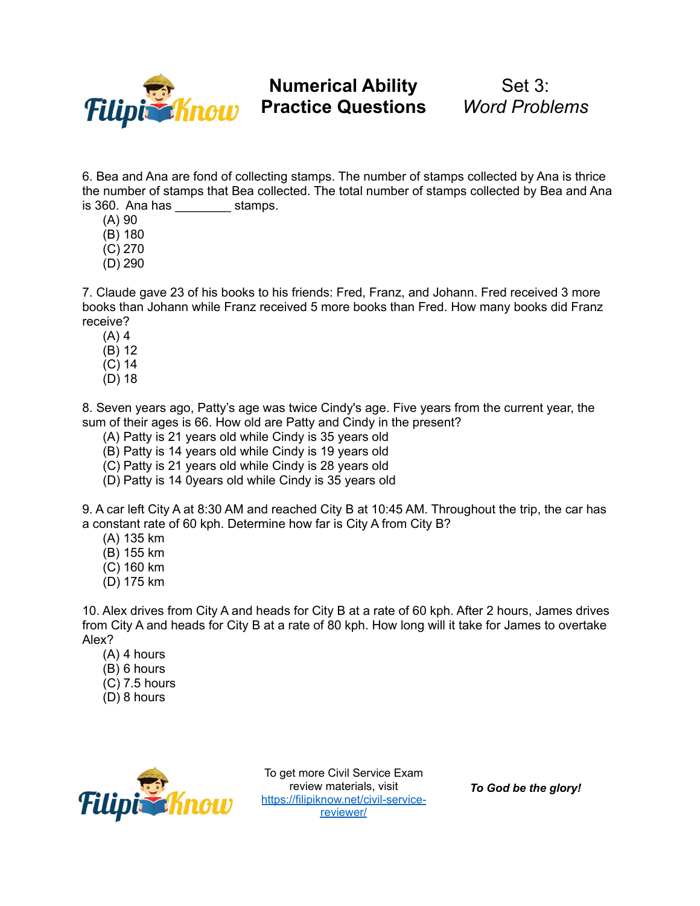6. Bea and Ana are fond of collecting stamps. The number of stamps collected by Ana is thrice the number of stamps that Bea collected. The total number of stamps collected by Bea and Ana is 360. Ana has ________ stamps.

(A) 90
(B) 180
(C) 270
(D) 290

7. Claude gave 23 of his books to his friends: Fred, Franz, and Johann. Fred received 3 more books than Johann while Franz received 5 more books than Fred. How many books did Franz receive?

(A) 4
(B) 12
(C) 14
(D) 18

8. Seven years ago, Patty's age was twice Cindy's age. Five years from the current year, the sum of their ages is 66. How old are Patty and Cindy in the present?

(A) Patty is 21 years old while Cindy is 35 years old
(B) Patty is 14 years old while Cindy is 19 years old
(C) Patty is 21 years old while Cindy is 28 years old
(D) Patty is 14 0years old while Cindy is 35 years old

9. A car left City A at 8:30 AM and reached City B at 10:45 AM. Throughout the trip, the car has a constant rate of 60 kph. Determine how far is City A from City B?

(A) 135 km
(B) 155 km
(C) 160 km
(D) 175 km

10. Alex drives from City A and heads for City B at a rate of 60 kph. After 2 hours, James drives from City A and heads for City B at a rate of 80 kph. How long will it take for James to overtake Alex?

(A) 4 hours
(B) 6 hours
(C) 7.5 hours
(D) 8 hours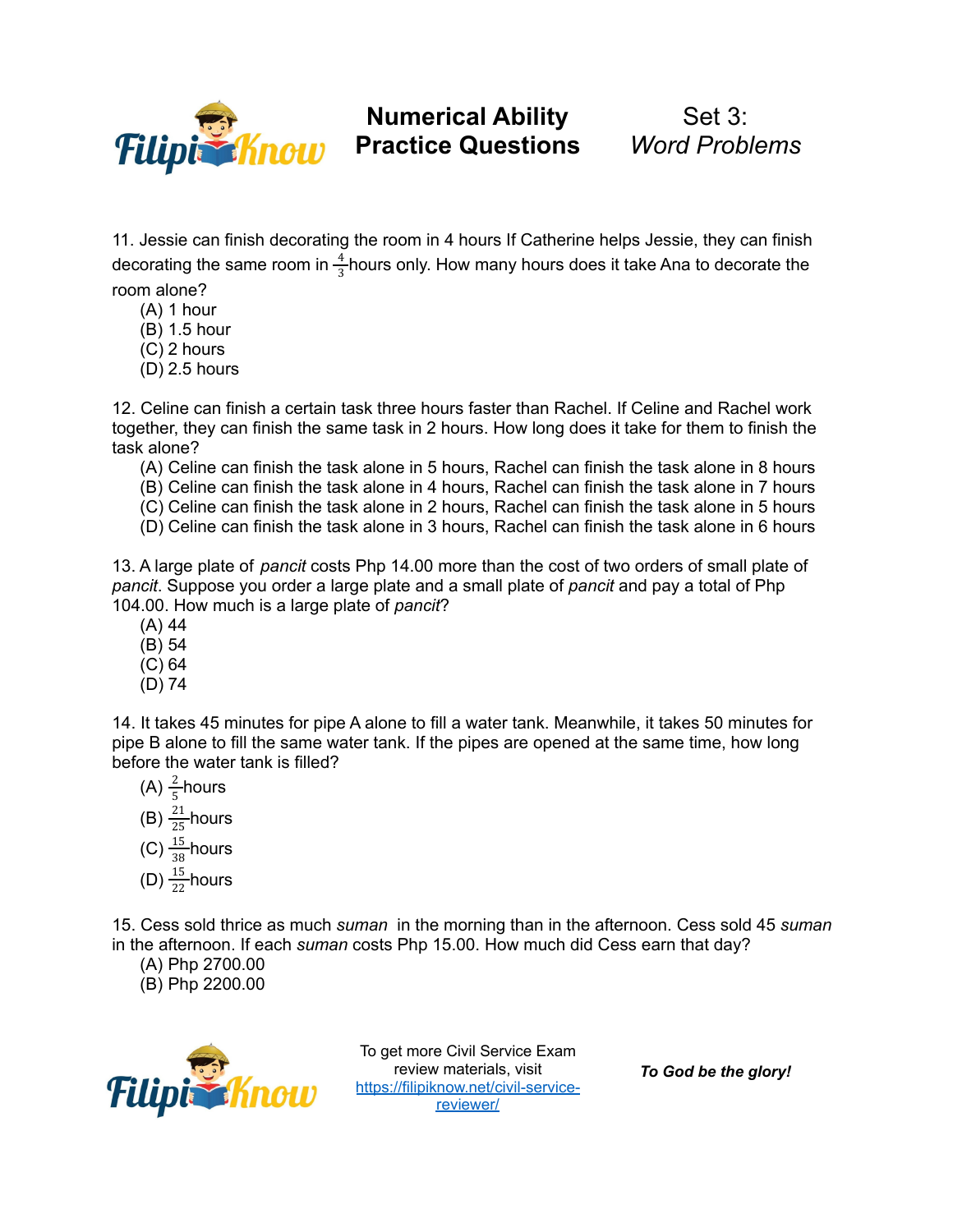11. Jessie can finish decorating the room in 4 hours If Catherine helps Jessie, they can finish decorating the same room in $\frac{4}{3}$hours only. How many hours does it take Ana to decorate the room alone?

(A) 1 hour
(B) 1.5 hour
(C) 2 hours
(D) 2.5 hours

12. Celine can finish a certain task three hours faster than Rachel. If Celine and Rachel work together, they can finish the same task in 2 hours. How long does it take for them to finish the task alone?

(A) Celine can finish the task alone in 5 hours, Rachel can finish the task alone in 8 hours
(B) Celine can finish the task alone in 4 hours, Rachel can finish the task alone in 7 hours
(C) Celine can finish the task alone in 2 hours, Rachel can finish the task alone in 5 hours
(D) Celine can finish the task alone in 3 hours, Rachel can finish the task alone in 6 hours

13. A large plate of *pancit* costs Php 14.00 more than the cost of two orders of small plate of *pancit*. Suppose you order a large plate and a small plate of *pancit* and pay a total of Php 104.00. How much is a large plate of *pancit*?

(A) 44
(B) 54
(C) 64
(D) 74

14. It takes 45 minutes for pipe A alone to fill a water tank. Meanwhile, it takes 50 minutes for pipe B alone to fill the same water tank. If the pipes are opened at the same time, how long before the water tank is filled?

(A) $\frac{2}{5}$hours
(B) $\frac{21}{25}$hours
(C) $\frac{15}{38}$hours
(D) $\frac{15}{22}$hours

15. Cess sold thrice as much *suman* in the morning than in the afternoon. Cess sold 45 *suman* in the afternoon. If each *suman* costs Php 15.00. How much did Cess earn that day?

(A) Php 2700.00
(B) Php 2200.00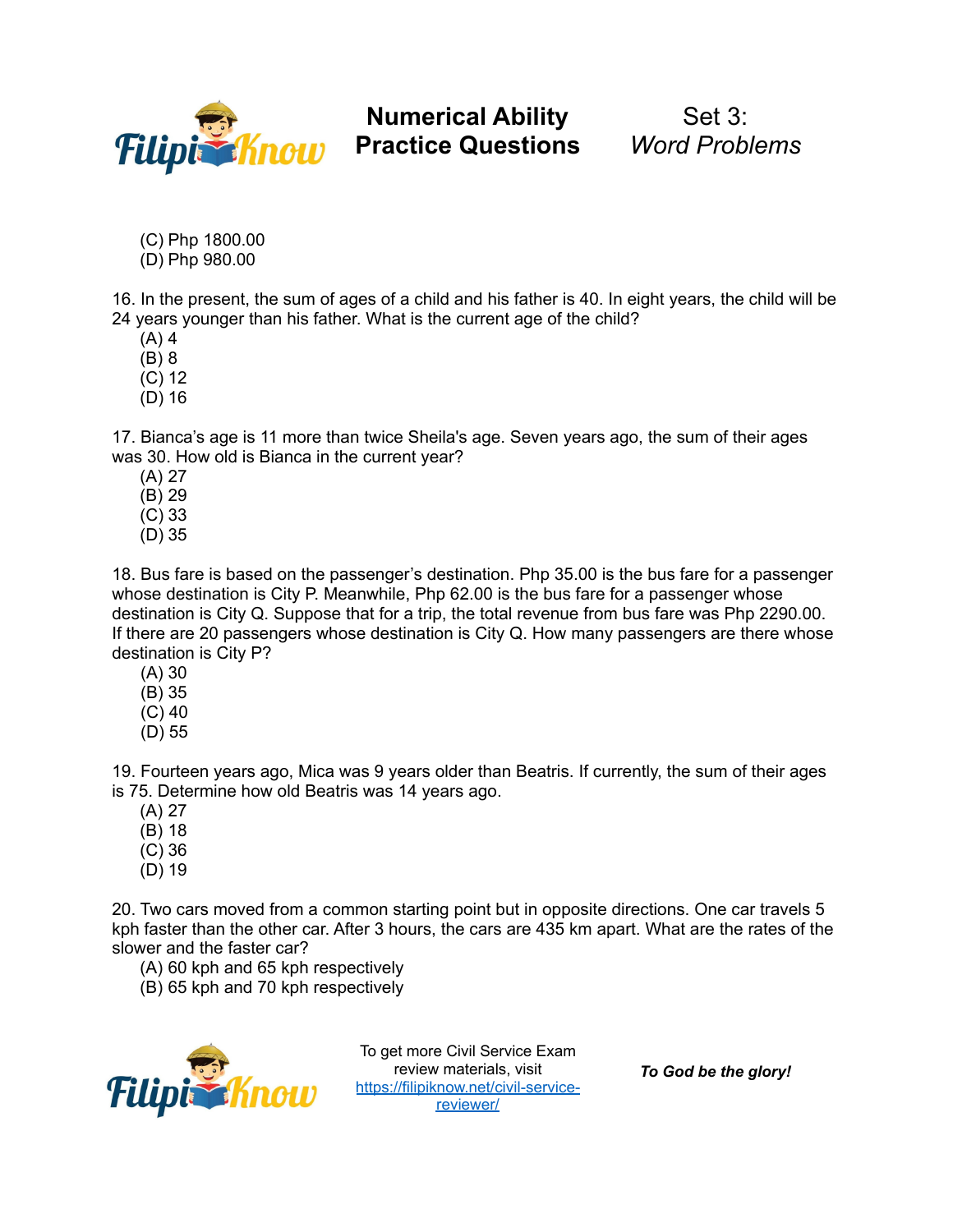(C) Php 1800.00
(D) Php 980.00

16. In the present, the sum of ages of a child and his father is 40. In eight years, the child will be 24 years younger than his father. What is the current age of the child?
(A) 4
(B) 8
(C) 12
(D) 16

17. Bianca's age is 11 more than twice Sheila's age. Seven years ago, the sum of their ages was 30. How old is Bianca in the current year?
(A) 27
(B) 29
(C) 33
(D) 35

18. Bus fare is based on the passenger's destination. Php 35.00 is the bus fare for a passenger whose destination is City P. Meanwhile, Php 62.00 is the bus fare for a passenger whose destination is City Q. Suppose that for a trip, the total revenue from bus fare was Php 2290.00. If there are 20 passengers whose destination is City Q. How many passengers are there whose destination is City P?
(A) 30
(B) 35
(C) 40
(D) 55

19. Fourteen years ago, Mica was 9 years older than Beatris. If currently, the sum of their ages is 75. Determine how old Beatris was 14 years ago.
(A) 27
(B) 18
(C) 36
(D) 19

20. Two cars moved from a common starting point but in opposite directions. One car travels 5 kph faster than the other car. After 3 hours, the cars are 435 km apart. What are the rates of the slower and the faster car?
(A) 60 kph and 65 kph respectively
(B) 65 kph and 70 kph respectively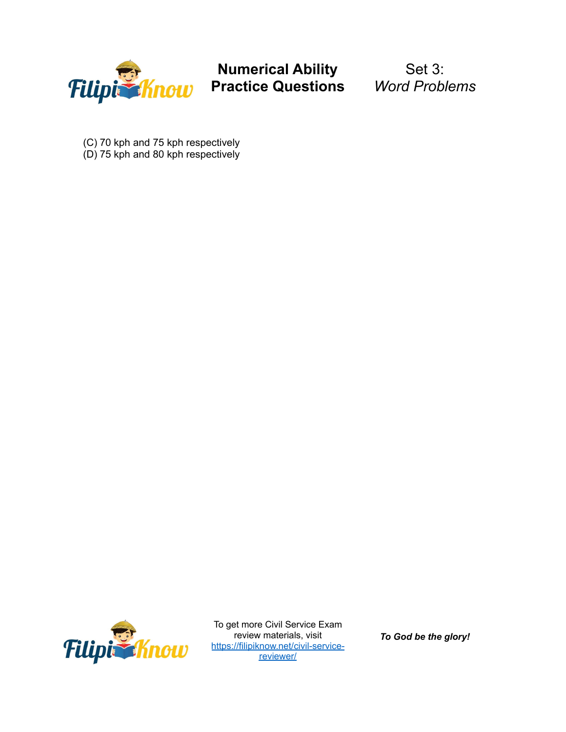(C) 70 kph and 75 kph respectively
(D) 75 kph and 80 kph respectively